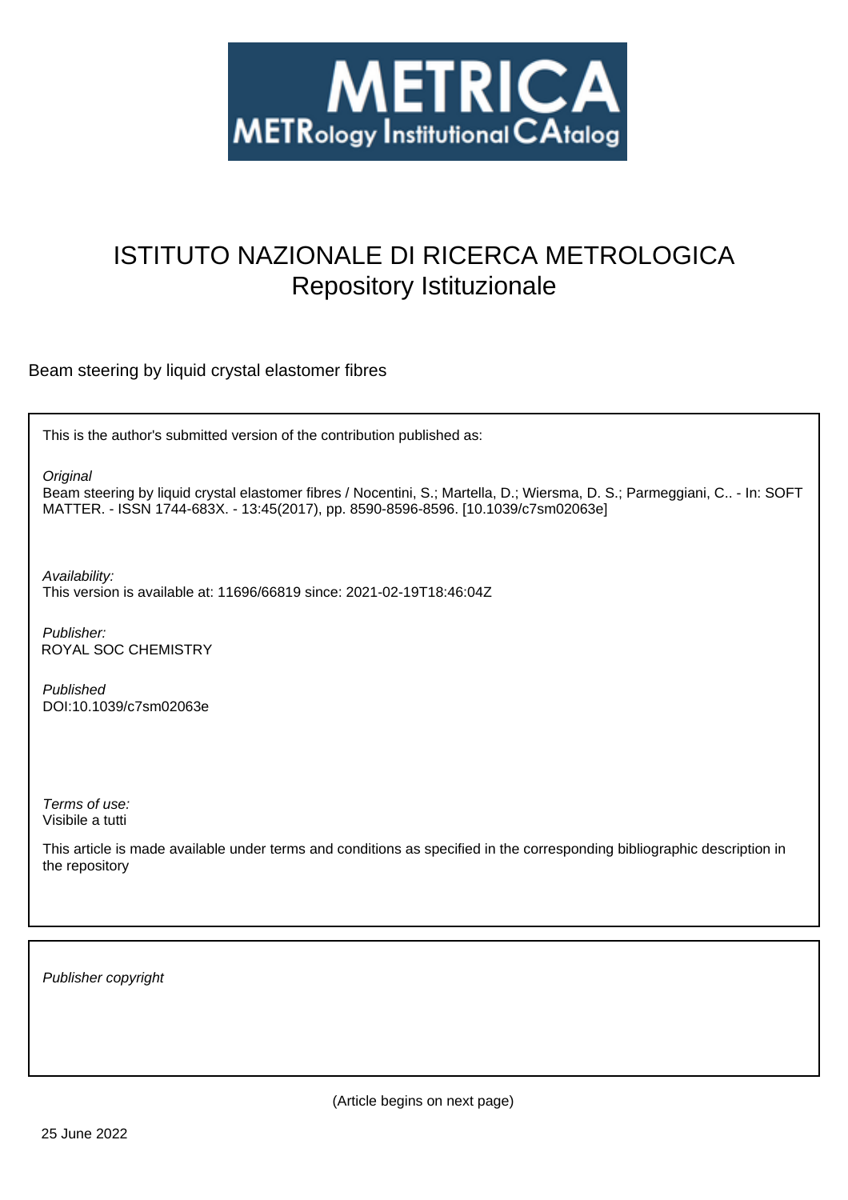# ISTITUTO NAZIONALE DI RICERCA METROLOGICA
## Repository Istituzionale

Beam steering by liquid crystal elastomer fibres

This is the author's submitted version of the contribution published as:

*Original*
Beam steering by liquid crystal elastomer fibres / Nocentini, S.; Martella, D.; Wiersma, D. S.; Parmeggiani, C.. - In: SOFT MATTER. - ISSN 1744-683X. - 13:45(2017), pp. 8590-8596-8596. [10.1039/c7sm02063e]

*Availability:*
This version is available at: 11696/66819 since: 2021-02-19T18:46:04Z

*Publisher:*
ROYAL SOC CHEMISTRY

*Published*
DOI:10.1039/c7sm02063e

*Terms of use:*
Visibile a tutti

This article is made available under terms and conditions as specified in the corresponding bibliographic description in the repository

*Publisher copyright*

(Article begins on next page)

25 June 2022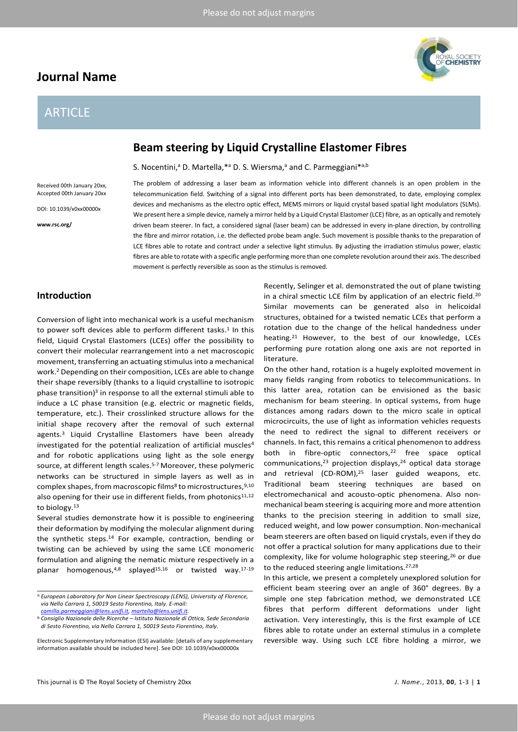# Beam steering by Liquid Crystalline Elastomer Fibres

S. Nocentini,[a] D. Martella,*[a] D. S. Wiersma,[a] and C. Parmeggiani*[a,b]

Received 00th January 20xx,
Accepted 00th January 20xx

DOI: 10.1039/x0xx00000x

www.rsc.org/

The problem of addressing a laser beam as information vehicle into different channels is an open problem in the telecommunication field. Switching of a signal into different ports has been demonstrated, to date, employing complex devices and mechanisms as the electro optic effect, MEMS mirrors or liquid crystal based spatial light modulators (SLMs). We present here a simple device, namely a mirror held by a Liquid Crystal Elastomer (LCE) fibre, as an optically and remotely driven beam steerer. In fact, a considered signal (laser beam) can be addressed in every in-plane direction, by controlling the fibre and mirror rotation, i.e. the deflected probe beam angle. Such movement is possible thanks to the preparation of LCE fibres able to rotate and contract under a selective light stimulus. By adjusting the irradiation stimulus power, elastic fibres are able to rotate with a specific angle performing more than one complete revolution around their axis. The described movement is perfectly reversible as soon as the stimulus is removed.

## Introduction

Conversion of light into mechanical work is a useful mechanism to power soft devices able to perform different tasks.[1] In this field, Liquid Crystal Elastomers (LCEs) offer the possibility to convert their molecular rearrangement into a net macroscopic movement, transferring an actuating stimulus into a mechanical work.[2] Depending on their composition, LCEs are able to change their shape reversibly (thanks to a liquid crystalline to isotropic phase transition)[3] in response to all the external stimuli able to induce a LC phase transition (e.g. electric or magnetic fields, temperature, etc.). Their crosslinked structure allows for the initial shape recovery after the removal of such external agents.[3] Liquid Crystalline Elastomers have been already investigated for the potential realization of artificial muscles[4] and for robotic applications using light as the sole energy source, at different length scales.[5-7] Moreover, these polymeric networks can be structured in simple layers as well as in complex shapes, from macroscopic films[8] to microstructures,[9,10] also opening for their use in different fields, from photonics[11,12] to biology.[13]

Several studies demonstrate how it is possible to engineering their deformation by modifying the molecular alignment during the synthetic steps.[14] For example, contraction, bending or twisting can be achieved by using the same LCE monomeric formulation and aligning the nematic mixture respectively in a planar homogenous,[4,8] splayed[15,16] or twisted way.[17-19]

Recently, Selinger et al. demonstrated the out of plane twisting in a chiral smectic LCE film by application of an electric field.[20] Similar movements can be generated also in helicoidal structures, obtained for a twisted nematic LCEs that perform a rotation due to the change of the helical handedness under heating.[21] However, to the best of our knowledge, LCEs performing pure rotation along one axis are not reported in literature.

On the other hand, rotation is a hugely exploited movement in many fields ranging from robotics to telecommunications. In this latter area, rotation can be envisioned as the basic mechanism for beam steering. In optical systems, from huge distances among radars down to the micro scale in optical microcircuits, the use of light as information vehicles requests the need to redirect the signal to different receivers or channels. In fact, this remains a critical phenomenon to address both in fibre-optic connectors,[22] free space optical communications,[23] projection displays,[24] optical data storage and retrieval (CD-ROM),[25] laser guided weapons, etc. Traditional beam steering techniques are based on electromechanical and acousto-optic phenomena. Also non-mechanical beam steering is acquiring more and more attention thanks to the precision steering in addition to small size, reduced weight, and low power consumption. Non-mechanical beam steerers are often based on liquid crystals, even if they do not offer a practical solution for many applications due to their complexity, like for volume holographic step steering,[26] or due to the reduced steering angle limitations.[27,28]

In this article, we present a completely unexplored solution for efficient beam steering over an angle of 360° degrees. By a simple one step fabrication method, we demonstrated LCE fibres that perform different deformations under light activation. Very interestingly, this is the first example of LCE fibres able to rotate under an external stimulus in a complete reversible way. Using such LCE fibre holding a mirror, we

[a] European Laboratory for Non Linear Spectroscopy (LENS), University of Florence, via Nello Carrara 1, 50019 Sesto Fiorentino, Italy. E-mail: camilla.parmeggiani@lens.unifi.it, martella@lens.unifi.it.

[b] Consiglio Nazionale delle Ricerche – Istituto Nazionale di Ottica, Sede Secondaria di Sesto Fiorentino, via Nello Carrara 1, 50019 Sesto Fiorentino, Italy.

Electronic Supplementary Information (ESI) available: [details of any supplementary information available should be included here]. See DOI: 10.1039/x0xx00000x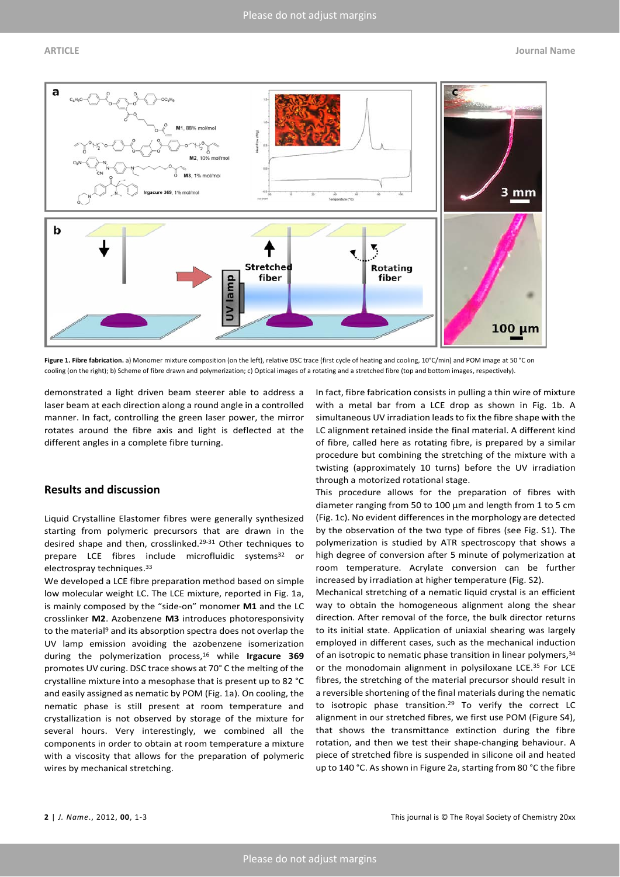**Figure 1. Fibre fabrication.** a) Monomer mixture composition (on the left), relative DSC trace (first cycle of heating and cooling, 10°C/min) and POM image at 50 °C on cooling (on the right); b) Scheme of fibre drawn and polymerization; c) Optical images of a rotating and a stretched fibre (top and bottom images, respectively).

demonstrated a light driven beam steerer able to address a laser beam at each direction along a round angle in a controlled manner. In fact, controlling the green laser power, the mirror rotates around the fibre axis and light is deflected at the different angles in a complete fibre turning.

## Results and discussion

Liquid Crystalline Elastomer fibres were generally synthesized starting from polymeric precursors that are drawn in the desired shape and then, crosslinked.[29-31] Other techniques to prepare LCE fibres include microfluidic systems[32] or electrospray techniques.[33]

We developed a LCE fibre preparation method based on simple low molecular weight LC. The LCE mixture, reported in Fig. 1a, is mainly composed by the "side-on" monomer **M1** and the LC crosslinker **M2**. Azobenzene **M3** introduces photoresponsivity to the material[9] and its absorption spectra does not overlap the UV lamp emission avoiding the azobenzene isomerization during the polymerization process,[16] while **Irgacure 369** promotes UV curing. DSC trace shows at 70° C the melting of the crystalline mixture into a mesophase that is present up to 82 °C and easily assigned as nematic by POM (Fig. 1a). On cooling, the nematic phase is still present at room temperature and crystallization is not observed by storage of the mixture for several hours. Very interestingly, we combined all the components in order to obtain at room temperature a mixture with a viscosity that allows for the preparation of polymeric wires by mechanical stretching.

In fact, fibre fabrication consists in pulling a thin wire of mixture with a metal bar from a LCE drop as shown in Fig. 1b. A simultaneous UV irradiation leads to fix the fibre shape with the LC alignment retained inside the final material. A different kind of fibre, called here as rotating fibre, is prepared by a similar procedure but combining the stretching of the mixture with a twisting (approximately 10 turns) before the UV irradiation through a motorized rotational stage.

This procedure allows for the preparation of fibres with diameter ranging from 50 to 100 µm and length from 1 to 5 cm (Fig. 1c). No evident differences in the morphology are detected by the observation of the two type of fibres (see Fig. S1). The polymerization is studied by ATR spectroscopy that shows a high degree of conversion after 5 minute of polymerization at room temperature. Acrylate conversion can be further increased by irradiation at higher temperature (Fig. S2).

Mechanical stretching of a nematic liquid crystal is an efficient way to obtain the homogeneous alignment along the shear direction. After removal of the force, the bulk director returns to its initial state. Application of uniaxial shearing was largely employed in different cases, such as the mechanical induction of an isotropic to nematic phase transition in linear polymers,[34] or the monodomain alignment in polysiloxane LCE.[35] For LCE fibres, the stretching of the material precursor should result in a reversible shortening of the final materials during the nematic to isotropic phase transition.[29] To verify the correct LC alignment in our stretched fibres, we first use POM (Figure S4), that shows the transmittance extinction during the fibre rotation, and then we test their shape-changing behaviour. A piece of stretched fibre is suspended in silicone oil and heated up to 140 °C. As shown in Figure 2a, starting from 80 °C the fibre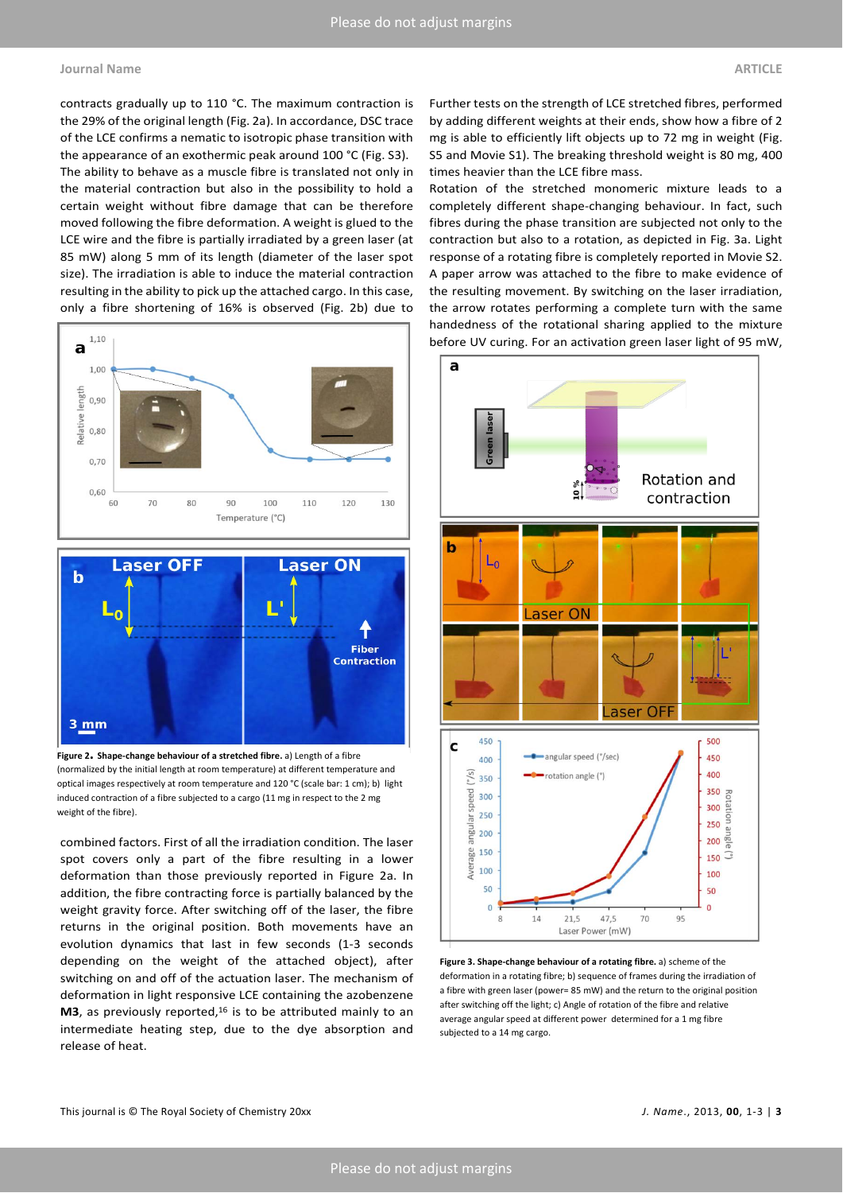contracts gradually up to 110 °C. The maximum contraction is the 29% of the original length (Fig. 2a). In accordance, DSC trace of the LCE confirms a nematic to isotropic phase transition with the appearance of an exothermic peak around 100 °C (Fig. S3). The ability to behave as a muscle fibre is translated not only in the material contraction but also in the possibility to hold a certain weight without fibre damage that can be therefore moved following the fibre deformation. A weight is glued to the LCE wire and the fibre is partially irradiated by a green laser (at 85 mW) along 5 mm of its length (diameter of the laser spot size). The irradiation is able to induce the material contraction resulting in the ability to pick up the attached cargo. In this case, only a fibre shortening of 16% is observed (Fig. 2b) due to combined factors. First of all the irradiation condition. The laser spot covers only a part of the fibre resulting in a lower deformation than those previously reported in Figure 2a. In addition, the fibre contracting force is partially balanced by the weight gravity force. After switching off of the laser, the fibre returns in the original position. Both movements have an evolution dynamics that last in few seconds (1-3 seconds depending on the weight of the attached object), after switching on and off of the actuation laser. The mechanism of deformation in light responsive LCE containing the azobenzene **M3**, as previously reported,[16] is to be attributed mainly to an intermediate heating step, due to the dye absorption and release of heat.

**Figure 2. Shape-change behaviour of a stretched fibre.** a) Length of a fibre (normalized by the initial length at room temperature) at different temperature and optical images respectively at room temperature and 120 °C (scale bar: 1 cm); b) light induced contraction of a fibre subjected to a cargo (11 mg in respect to the 2 mg weight of the fibre).

Further tests on the strength of LCE stretched fibres, performed by adding different weights at their ends, show how a fibre of 2 mg is able to efficiently lift objects up to 72 mg in weight (Fig. S5 and Movie S1). The breaking threshold weight is 80 mg, 400 times heavier than the LCE fibre mass.

Rotation of the stretched monomeric mixture leads to a completely different shape-changing behaviour. In fact, such fibres during the phase transition are subjected not only to the contraction but also to a rotation, as depicted in Fig. 3a. Light response of a rotating fibre is completely reported in Movie S2. A paper arrow was attached to the fibre to make evidence of the resulting movement. By switching on the laser irradiation, the arrow rotates performing a complete turn with the same handedness of the rotational sharing applied to the mixture before UV curing. For an activation green laser light of 95 mW,

**Figure 3. Shape-change behaviour of a rotating fibre.** a) scheme of the deformation in a rotating fibre; b) sequence of frames during the irradiation of a fibre with green laser (power= 85 mW) and the return to the original position after switching off the light; c) Angle of rotation of the fibre and relative average angular speed at different power determined for a 1 mg fibre subjected to a 14 mg cargo.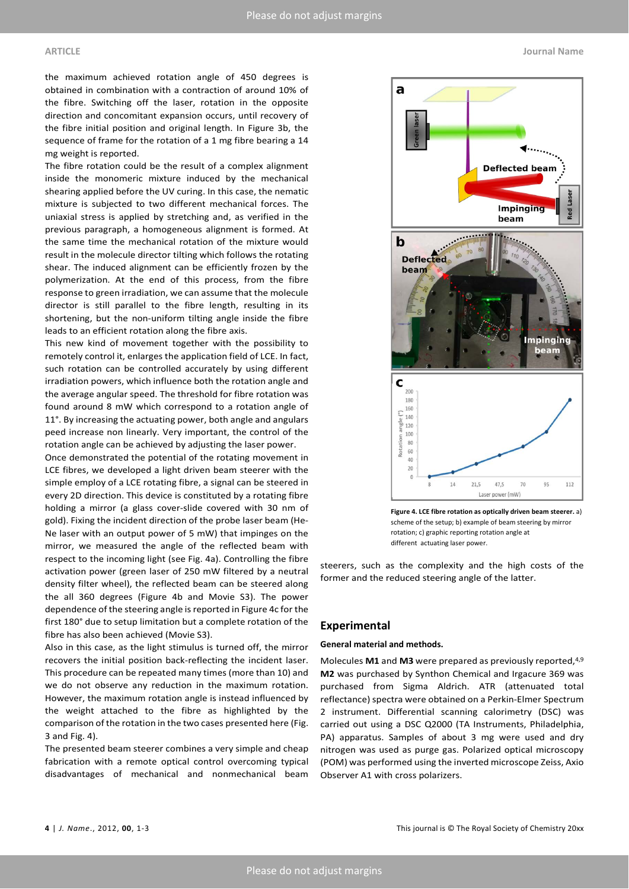the maximum achieved rotation angle of 450 degrees is obtained in combination with a contraction of around 10% of the fibre. Switching off the laser, rotation in the opposite direction and concomitant expansion occurs, until recovery of the fibre initial position and original length. In Figure 3b, the sequence of frame for the rotation of a 1 mg fibre bearing a 14 mg weight is reported.

The fibre rotation could be the result of a complex alignment inside the monomeric mixture induced by the mechanical shearing applied before the UV curing. In this case, the nematic mixture is subjected to two different mechanical forces. The uniaxial stress is applied by stretching and, as verified in the previous paragraph, a homogeneous alignment is formed. At the same time the mechanical rotation of the mixture would result in the molecule director tilting which follows the rotating shear. The induced alignment can be efficiently frozen by the polymerization. At the end of this process, from the fibre response to green irradiation, we can assume that the molecule director is still parallel to the fibre length, resulting in its shortening, but the non-uniform tilting angle inside the fibre leads to an efficient rotation along the fibre axis.

This new kind of movement together with the possibility to remotely control it, enlarges the application field of LCE. In fact, such rotation can be controlled accurately by using different irradiation powers, which influence both the rotation angle and the average angular speed. The threshold for fibre rotation was found around 8 mW which correspond to a rotation angle of 11°. By increasing the actuating power, both angle and angulars peed increase non linearly. Very important, the control of the rotation angle can be achieved by adjusting the laser power.

Once demonstrated the potential of the rotating movement in LCE fibres, we developed a light driven beam steerer with the simple employ of a LCE rotating fibre, a signal can be steered in every 2D direction. This device is constituted by a rotating fibre holding a mirror (a glass cover-slide covered with 30 nm of gold). Fixing the incident direction of the probe laser beam (He-Ne laser with an output power of 5 mW) that impinges on the mirror, we measured the angle of the reflected beam with respect to the incoming light (see Fig. 4a). Controlling the fibre activation power (green laser of 250 mW filtered by a neutral density filter wheel), the reflected beam can be steered along the all 360 degrees (Figure 4b and Movie S3). The power dependence of the steering angle is reported in Figure 4c for the first 180° due to setup limitation but a complete rotation of the fibre has also been achieved (Movie S3).

Also in this case, as the light stimulus is turned off, the mirror recovers the initial position back-reflecting the incident laser. This procedure can be repeated many times (more than 10) and we do not observe any reduction in the maximum rotation. However, the maximum rotation angle is instead influenced by the weight attached to the fibre as highlighted by the comparison of the rotation in the two cases presented here (Fig. 3 and Fig. 4).

The presented beam steerer combines a very simple and cheap fabrication with a remote optical control overcoming typical disadvantages of mechanical and nonmechanical beam steerers, such as the complexity and the high costs of the former and the reduced steering angle of the latter.

**Figure 4. LCE fibre rotation as optically driven beam steerer.** a) scheme of the setup; b) example of beam steering by mirror rotation; c) graphic reporting rotation angle at different actuating laser power.

## Experimental

### General material and methods.

Molecules **M1** and **M3** were prepared as previously reported,[4,9] **M2** was purchased by Synthon Chemical and Irgacure 369 was purchased from Sigma Aldrich. ATR (attenuated total reflectance) spectra were obtained on a Perkin-Elmer Spectrum 2 instrument. Differential scanning calorimetry (DSC) was carried out using a DSC Q2000 (TA Instruments, Philadelphia, PA) apparatus. Samples of about 3 mg were used and dry nitrogen was used as purge gas. Polarized optical microscopy (POM) was performed using the inverted microscope Zeiss, Axio Observer A1 with cross polarizers.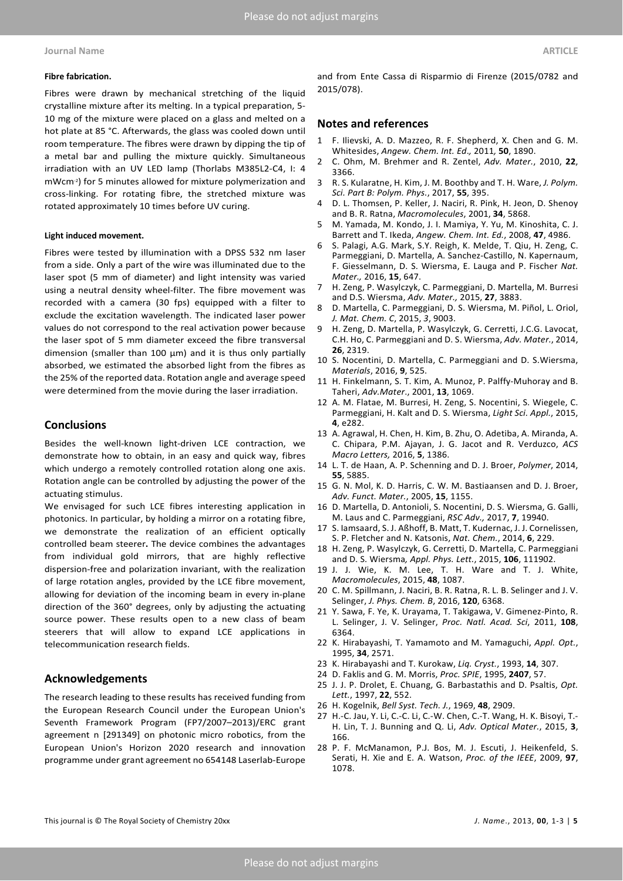#### Fibre fabrication.

Fibres were drawn by mechanical stretching of the liquid crystalline mixture after its melting. In a typical preparation, 5-10 mg of the mixture were placed on a glass and melted on a hot plate at 85 °C. Afterwards, the glass was cooled down until room temperature. The fibres were drawn by dipping the tip of a metal bar and pulling the mixture quickly. Simultaneous irradiation with an UV LED lamp (Thorlabs M385L2-C4, I: 4 mWcm$^{-2}$) for 5 minutes allowed for mixture polymerization and cross-linking. For rotating fibre, the stretched mixture was rotated approximately 10 times before UV curing.

#### Light induced movement.

Fibres were tested by illumination with a DPSS 532 nm laser from a side. Only a part of the wire was illuminated due to the laser spot (5 mm of diameter) and light intensity was varied using a neutral density wheel-filter. The fibre movement was recorded with a camera (30 fps) equipped with a filter to exclude the excitation wavelength. The indicated laser power values do not correspond to the real activation power because the laser spot of 5 mm diameter exceed the fibre transversal dimension (smaller than 100 µm) and it is thus only partially absorbed, we estimated the absorbed light from the fibres as the 25% of the reported data. Rotation angle and average speed were determined from the movie during the laser irradiation.

## Conclusions

Besides the well-known light-driven LCE contraction, we demonstrate how to obtain, in an easy and quick way, fibres which undergo a remotely controlled rotation along one axis. Rotation angle can be controlled by adjusting the power of the actuating stimulus.

We envisaged for such LCE fibres interesting application in photonics. In particular, by holding a mirror on a rotating fibre, we demonstrate the realization of an efficient optically controlled beam steerer**.** The device combines the advantages from individual gold mirrors, that are highly reflective dispersion-free and polarization invariant, with the realization of large rotation angles, provided by the LCE fibre movement, allowing for deviation of the incoming beam in every in-plane direction of the 360° degrees, only by adjusting the actuating source power. These results open to a new class of beam steerers that will allow to expand LCE applications in telecommunication research fields.

## Acknowledgements

The research leading to these results has received funding from the European Research Council under the European Union's Seventh Framework Program (FP7/2007–2013)/ERC grant agreement n [291349] on photonic micro robotics, from the European Union's Horizon 2020 research and innovation programme under grant agreement no 654148 Laserlab-Europe and from Ente Cassa di Risparmio di Firenze (2015/0782 and 2015/078).

## Notes and references

1. F. Ilievski, A. D. Mazzeo, R. F. Shepherd, X. Chen and G. M. Whitesides, *Angew. Chem. Int. Ed.,* 2011*,* **50**, 1890.
2. C. Ohm, M. Brehmer and R. Zentel, *Adv. Mater.*, 2010, **22**, 3366.
3. R. S. Kularatne, H. Kim, J. M. Boothby and T. H. Ware, *J. Polym. Sci. Part B: Polym. Phys.*, 2017, **55**, 395.
4. D. L. Thomsen, P. Keller, J. Naciri, R. Pink, H. Jeon, D. Shenoy and B. R. Ratna, *Macromolecules*, 2001, **34**, 5868.
5. M. Yamada, M. Kondo, J. I. Mamiya, Y. Yu, M. Kinoshita, C. J. Barrett and T. Ikeda, *Angew. Chem. Int. Ed.*, 2008, **47**, 4986.
6. S. Palagi, A.G. Mark, S.Y. Reigh, K. Melde, T. Qiu, H. Zeng, C. Parmeggiani, D. Martella, A. Sanchez-Castillo, N. Kapernaum, F. Giesselmann, D. S. Wiersma, E. Lauga and P. Fischer *Nat. Mater.,* 2016, **15**, 647.
7. H. Zeng, P. Wasylczyk, C. Parmeggiani, D. Martella, M. Burresi and D.S. Wiersma, *Adv. Mater.,* 2015, **27**, 3883.
8. D. Martella, C. Parmeggiani, D. S. Wiersma, M. Piñol, L. Oriol, *J. Mat. Chem. C*, 2015, *3*, 9003.
9. H. Zeng, D. Martella, P. Wasylczyk, G. Cerretti, J.C.G. Lavocat, C.H. Ho, C. Parmeggiani and D. S. Wiersma, *Adv. Mater.*, 2014, **26**, 2319.
10. S. Nocentini, D. Martella, C. Parmeggiani and D. S.Wiersma, *Materials*, 2016, **9**, 525.
11. H. Finkelmann, S. T. Kim, A. Munoz, P. Palffy-Muhoray and B. Taheri, *Adv.Mater*., 2001, **13**, 1069.
12. A. M. Flatae, M. Burresi, H. Zeng, S. Nocentini, S. Wiegele, C. Parmeggiani, H. Kalt and D. S. Wiersma, *Light Sci. Appl.*, 2015, **4**, e282.
13. A. Agrawal, H. Chen, H. Kim, B. Zhu, O. Adetiba, A. Miranda, A. C. Chipara, P.M. Ajayan, J. G. Jacot and R. Verduzco, *ACS Macro Letters,* 2016, **5**, 1386.
14. L. T. de Haan, A. P. Schenning and D. J. Broer, *Polymer*, 2014, **55**, 5885.
15. G. N. Mol, K. D. Harris, C. W. M. Bastiaansen and D. J. Broer, *Adv. Funct. Mater.*, 2005, **15**, 1155.
16. D. Martella, D. Antonioli, S. Nocentini, D. S. Wiersma, G. Galli, M. Laus and C. Parmeggiani, *RSC Adv.,* 2017, **7**, 19940.
17. S. Iamsaard, S. J. Aßhoff, B. Matt, T. Kudernac, J. J. Cornelissen, S. P. Fletcher and N. Katsonis, *Nat. Chem.*, 2014, **6**, 229.
18. H. Zeng, P. Wasylczyk, G. Cerretti, D. Martella, C. Parmeggiani and D. S. Wiersma*, Appl. Phys. Lett.*, 2015, **106**, 111902.
19. J. J. Wie, K. M. Lee, T. H. Ware and T. J. White, *Macromolecules*, 2015, **48**, 1087.
20. C. M. Spillmann, J. Naciri, B. R. Ratna, R. L. B. Selinger and J. V. Selinger, *J. Phys. Chem. B*, 2016, **120**, 6368.
21. Y. Sawa, F. Ye, K. Urayama, T. Takigawa, V. Gimenez-Pinto, R. L. Selinger, J. V. Selinger, *Proc. Natl. Acad. Sci*, 2011, **108**, 6364.
22. K. Hirabayashi, T. Yamamoto and M. Yamaguchi, *Appl. Opt.*, 1995, **34**, 2571.
23. K. Hirabayashi and T. Kurokaw, *Liq. Cryst.*, 1993, **14**, 307.
24. D. Faklis and G. M. Morris, *Proc. SPIE*, 1995, **2407**, 57.
25. J. J. P. Drolet, E. Chuang, G. Barbastathis and D. Psaltis, *Opt. Lett.*, 1997, **22**, 552.
26. H. Kogelnik, *Bell Syst. Tech. J.*, 1969, **48**, 2909.
27. H.-C. Jau, Y. Li, C.-C. Li, C.-W. Chen, C.-T. Wang, H. K. Bisoyi, T.-H. Lin, T. J. Bunning and Q. Li, *Adv. Optical Mater.*, 2015, **3**, 166.
28. P. F. McManamon, P.J. Bos, M. J. Escuti, J. Heikenfeld, S. Serati, H. Xie and E. A. Watson, *Proc. of the IEEE*, 2009, **97**, 1078.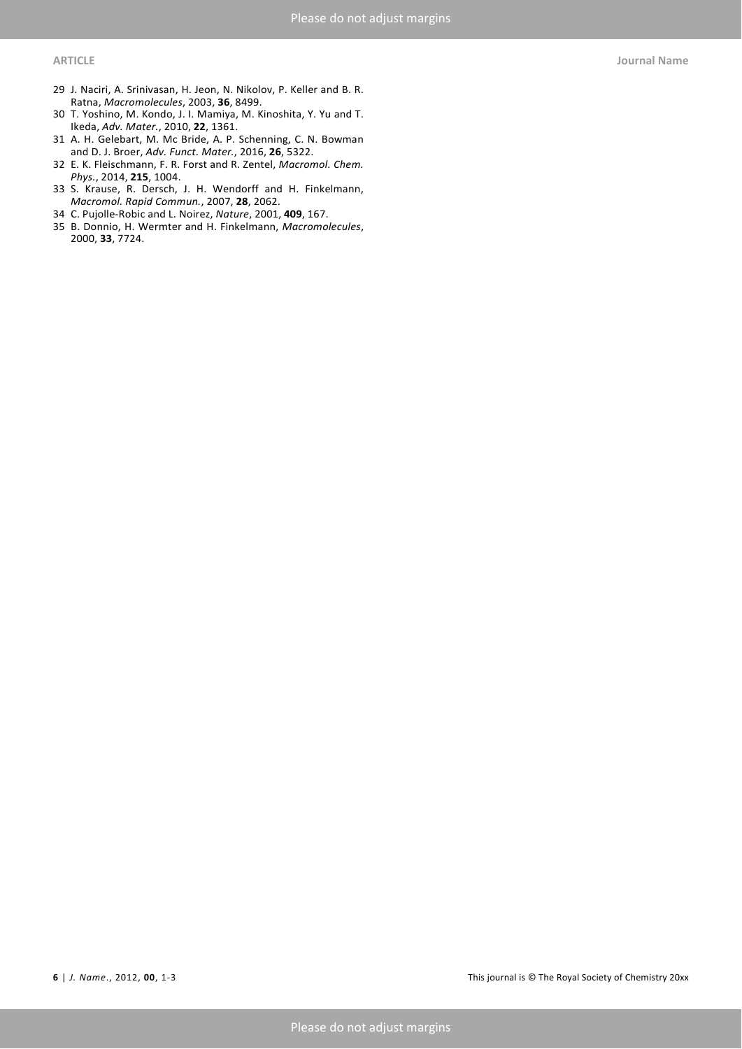29 J. Naciri, A. Srinivasan, H. Jeon, N. Nikolov, P. Keller and B. R. Ratna, *Macromolecules*, 2003, **36**, 8499.
30 T. Yoshino, M. Kondo, J. I. Mamiya, M. Kinoshita, Y. Yu and T. Ikeda, *Adv. Mater.*, 2010, **22**, 1361.
31 A. H. Gelebart, M. Mc Bride, A. P. Schenning, C. N. Bowman and D. J. Broer, *Adv. Funct. Mater.*, 2016, **26**, 5322.
32 E. K. Fleischmann, F. R. Forst and R. Zentel, *Macromol. Chem. Phys.*, 2014, **215**, 1004.
33 S. Krause, R. Dersch, J. H. Wendorff and H. Finkelmann, *Macromol. Rapid Commun.*, 2007, **28**, 2062.
34 C. Pujolle-Robic and L. Noirez, *Nature*, 2001, **409**, 167.
35 B. Donnio, H. Wermter and H. Finkelmann, *Macromolecules*, 2000, **33**, 7724.